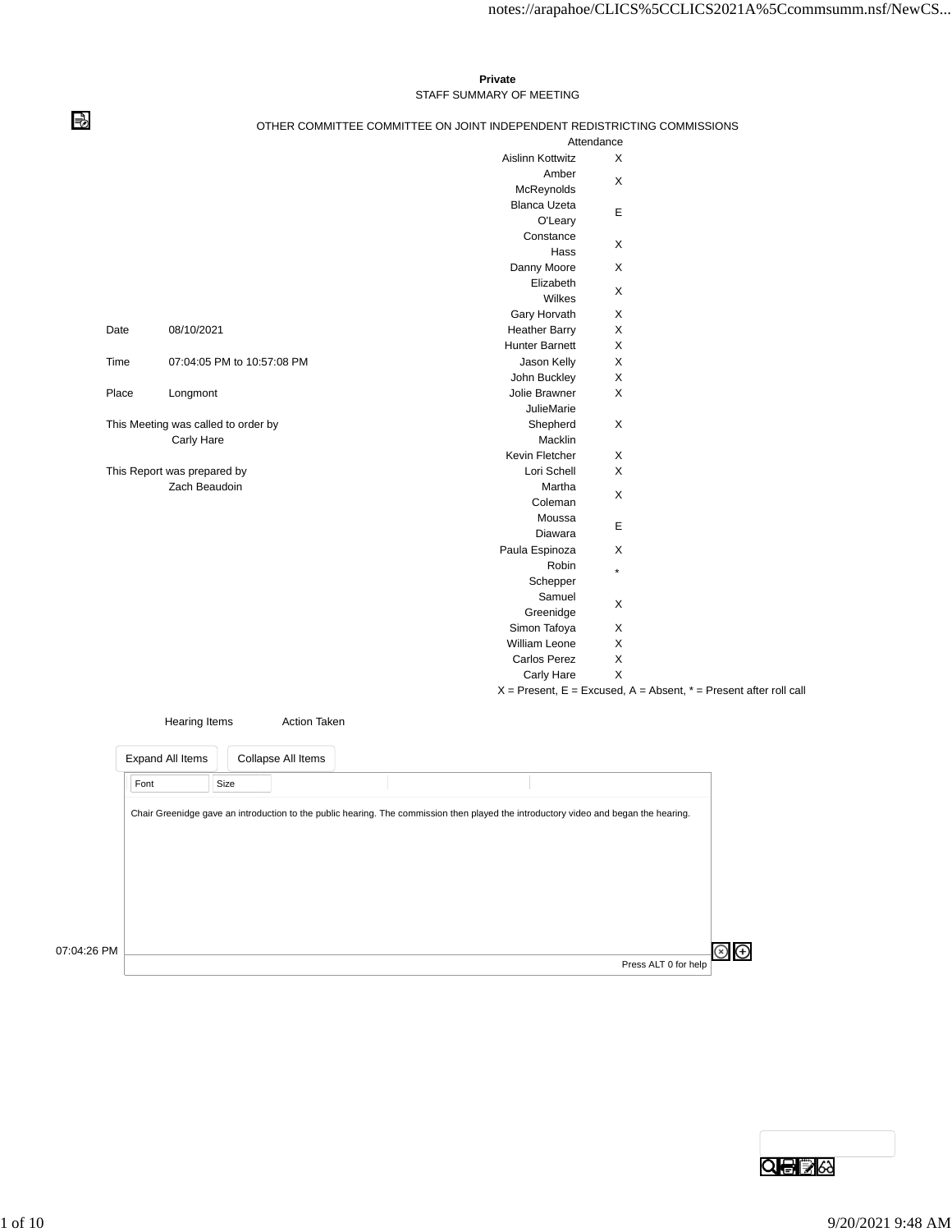**Private**

STAFF SUMMARY OF MEETING

OTHER COMMITTEE COMMITTEE ON JOINT INDEPENDENT REDISTRICTING COMMISSIONS

Date 08/10/2021

Time 07:04:05 PM to 10:57:08 PM

Place Longmont

This Meeting was called to order by
Carly Hare

This Report was prepared by
Zach Beaudoin

| Attendance | |
|---|---|
| Aislinn Kottwitz | X |
| Amber McReynolds | X |
| Blanca Uzeta O'Leary | E |
| Constance Hass | X |
| Danny Moore | X |
| Elizabeth Wilkes | X |
| Gary Horvath | X |
| Heather Barry | X |
| Hunter Barnett | X |
| Jason Kelly | X |
| John Buckley | X |
| Jolie Brawner | X |
| JulieMarie Shepherd Macklin | X |
| Kevin Fletcher | X |
| Lori Schell | X |
| Martha Coleman | X |
| Moussa Diawara | E |
| Paula Espinoza | X |
| Robin Schepper | * |
| Samuel Greenidge | X |
| Simon Tafoya | X |
| William Leone | X |
| Carlos Perez | X |
| Carly Hare | X |

X = Present, E = Excused, A = Absent, * = Present after roll call

| Hearing Items | Action Taken |
|---|---|

07:04:26 PM

Chair Greenidge gave an introduction to the public hearing. The commission then played the introductory video and began the hearing.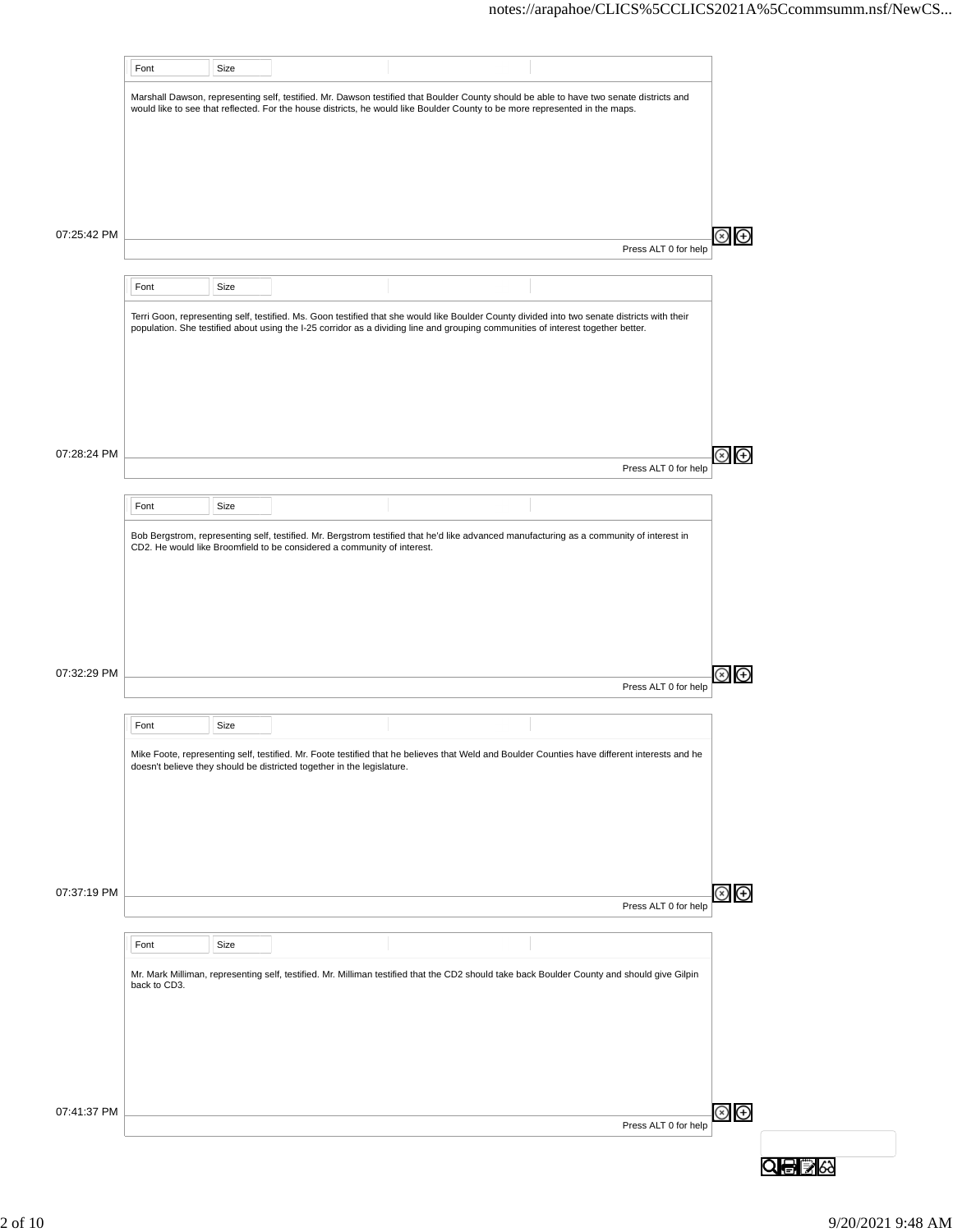Marshall Dawson, representing self, testified. Mr. Dawson testified that Boulder County should be able to have two senate districts and would like to see that reflected. For the house districts, he would like Boulder County to be more represented in the maps.

07:25:42 PM

Terri Goon, representing self, testified. Ms. Goon testified that she would like Boulder County divided into two senate districts with their population. She testified about using the I-25 corridor as a dividing line and grouping communities of interest together better.

07:28:24 PM

Bob Bergstrom, representing self, testified. Mr. Bergstrom testified that he'd like advanced manufacturing as a community of interest in CD2. He would like Broomfield to be considered a community of interest.

07:32:29 PM

Mike Foote, representing self, testified. Mr. Foote testified that he believes that Weld and Boulder Counties have different interests and he doesn't believe they should be districted together in the legislature.

07:37:19 PM

Mr. Mark Milliman, representing self, testified. Mr. Milliman testified that the CD2 should take back Boulder County and should give Gilpin back to CD3.

07:41:37 PM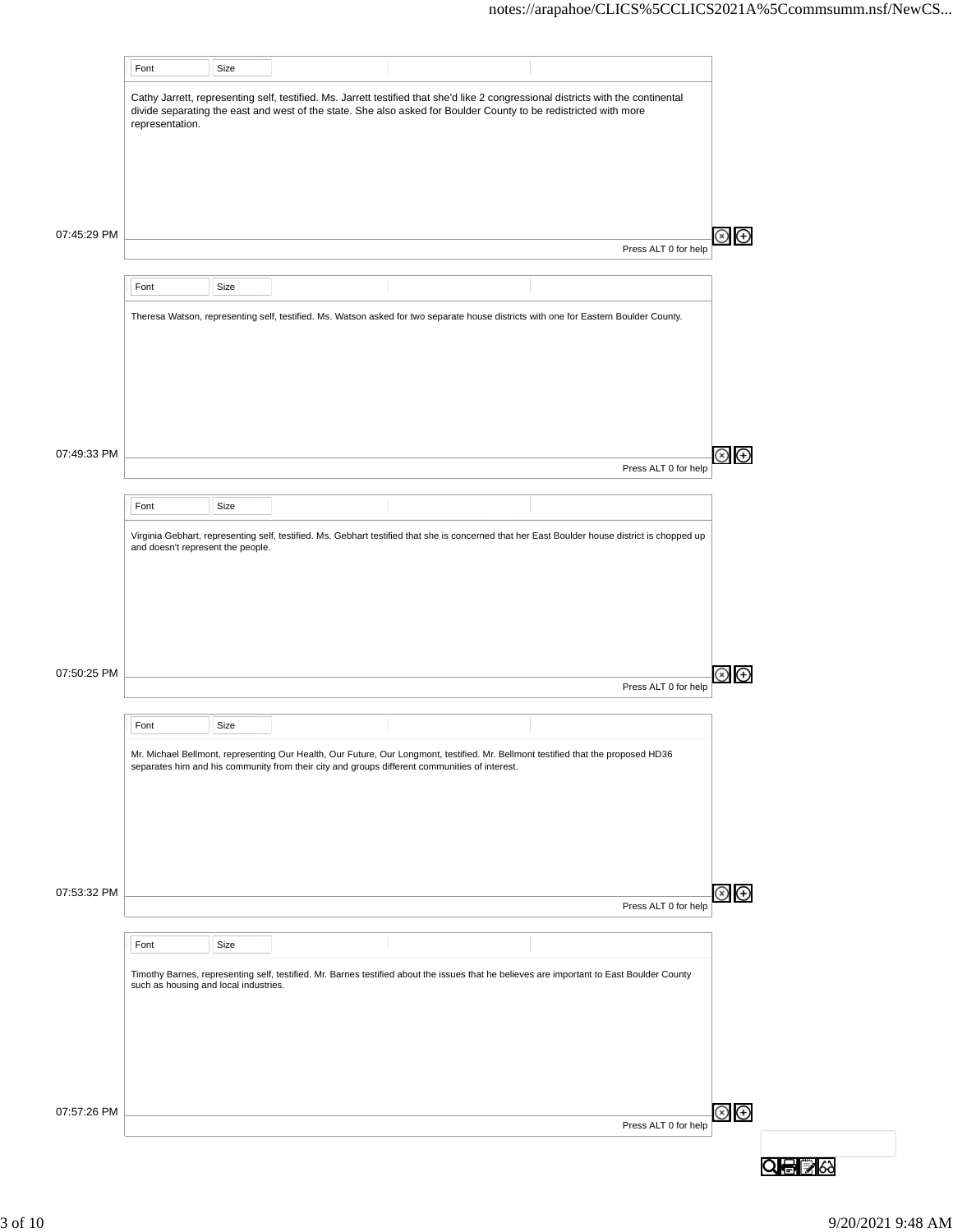Cathy Jarrett, representing self, testified. Ms. Jarrett testified that she'd like 2 congressional districts with the continental divide separating the east and west of the state. She also asked for Boulder County to be redistricted with more representation.

07:45:29 PM

Theresa Watson, representing self, testified. Ms. Watson asked for two separate house districts with one for Eastern Boulder County.

07:49:33 PM

Virginia Gebhart, representing self, testified. Ms. Gebhart testified that she is concerned that her East Boulder house district is chopped up and doesn't represent the people.

07:50:25 PM

Mr. Michael Bellmont, representing Our Health, Our Future, Our Longmont, testified. Mr. Bellmont testified that the proposed HD36 separates him and his community from their city and groups different communities of interest.

07:53:32 PM

Timothy Barnes, representing self, testified. Mr. Barnes testified about the issues that he believes are important to East Boulder County such as housing and local industries.

07:57:26 PM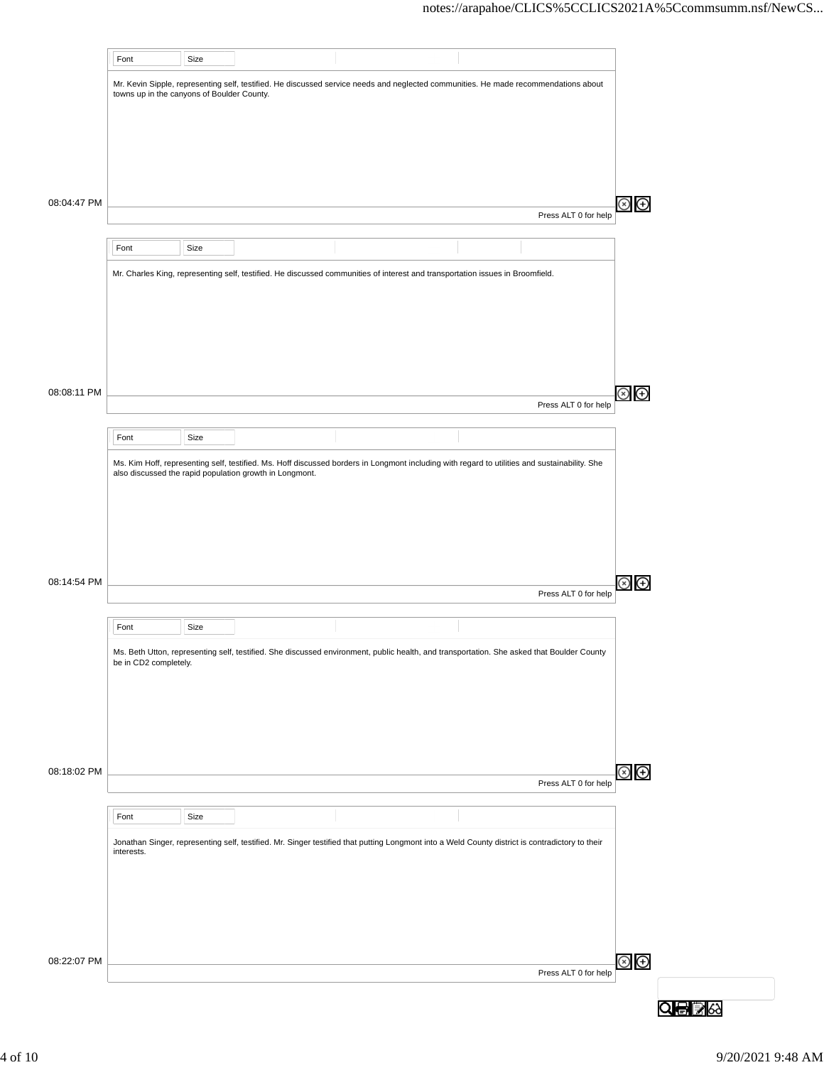Mr. Kevin Sipple, representing self, testified. He discussed service needs and neglected communities. He made recommendations about towns up in the canyons of Boulder County.

08:04:47 PM

Mr. Charles King, representing self, testified. He discussed communities of interest and transportation issues in Broomfield.

08:08:11 PM

Ms. Kim Hoff, representing self, testified. Ms. Hoff discussed borders in Longmont including with regard to utilities and sustainability. She also discussed the rapid population growth in Longmont.

08:14:54 PM

Ms. Beth Utton, representing self, testified. She discussed environment, public health, and transportation. She asked that Boulder County be in CD2 completely.

08:18:02 PM

Jonathan Singer, representing self, testified. Mr. Singer testified that putting Longmont into a Weld County district is contradictory to their interests.

08:22:07 PM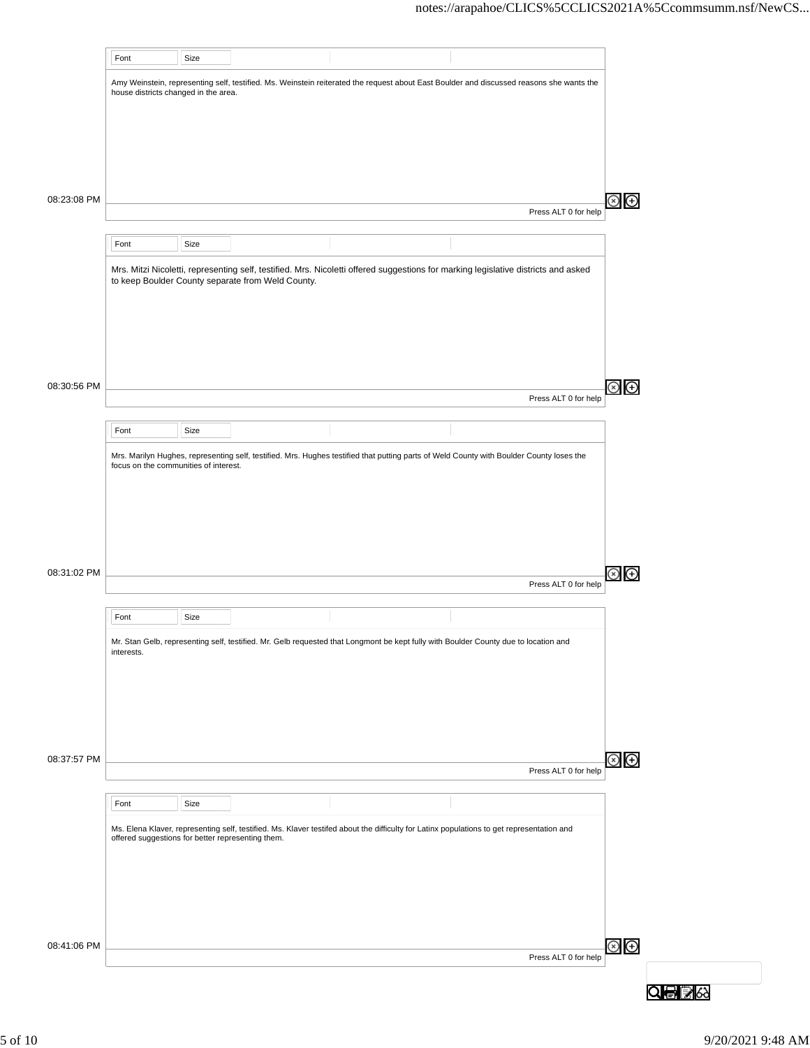Amy Weinstein, representing self, testified. Ms. Weinstein reiterated the request about East Boulder and discussed reasons she wants the house districts changed in the area.

08:23:08 PM

Mrs. Mitzi Nicoletti, representing self, testified. Mrs. Nicoletti offered suggestions for marking legislative districts and asked to keep Boulder County separate from Weld County.

08:30:56 PM

Mrs. Marilyn Hughes, representing self, testified. Mrs. Hughes testified that putting parts of Weld County with Boulder County loses the focus on the communities of interest.

08:31:02 PM

Mr. Stan Gelb, representing self, testified. Mr. Gelb requested that Longmont be kept fully with Boulder County due to location and interests.

08:37:57 PM

Ms. Elena Klaver, representing self, testified. Ms. Klaver testifed about the difficulty for Latinx populations to get representation and offered suggestions for better representing them.

08:41:06 PM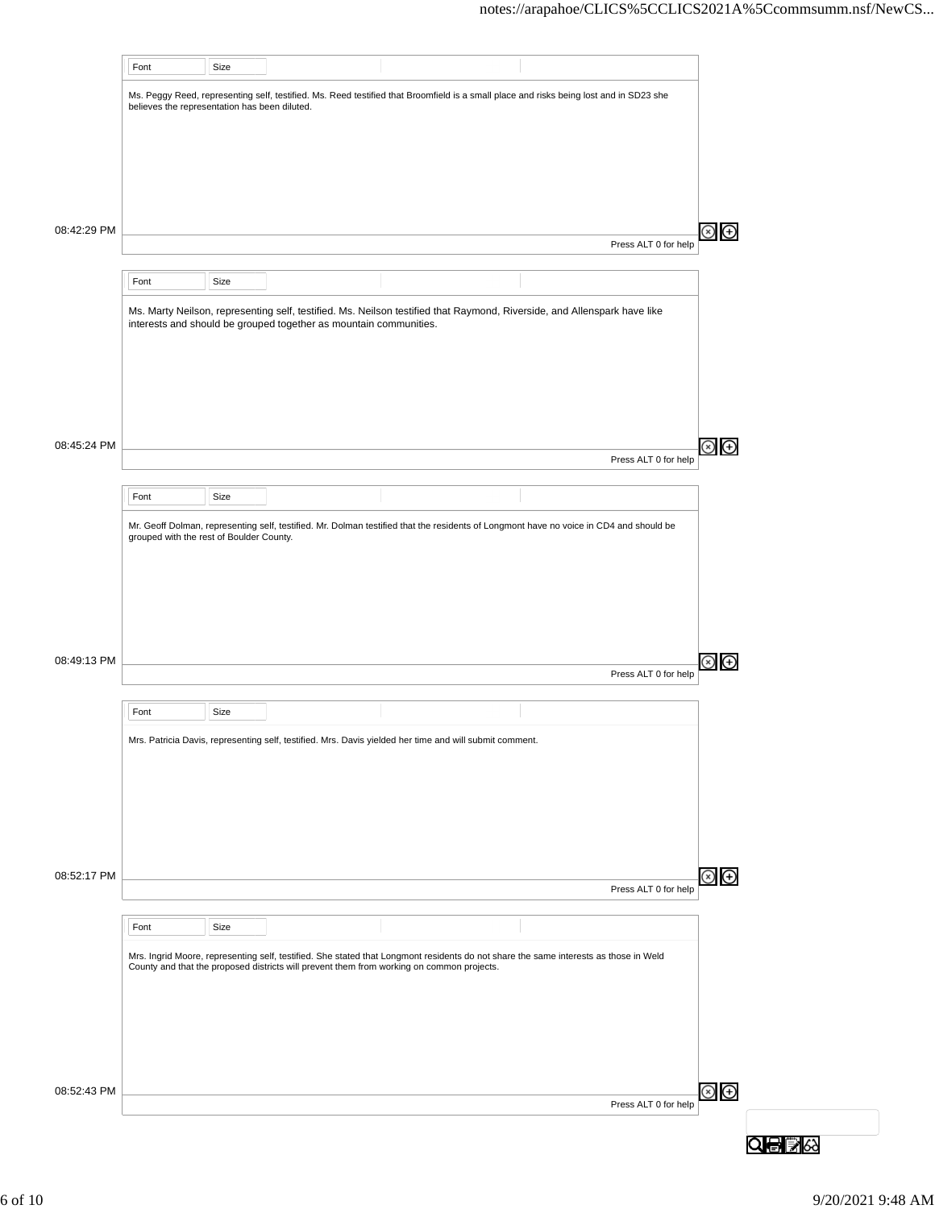08:42:29 PM

Ms. Peggy Reed, representing self, testified. Ms. Reed testified that Broomfield is a small place and risks being lost and in SD23 she believes the representation has been diluted.

08:45:24 PM

Ms. Marty Neilson, representing self, testified. Ms. Neilson testified that Raymond, Riverside, and Allenspark have like interests and should be grouped together as mountain communities.

08:49:13 PM

Mr. Geoff Dolman, representing self, testified. Mr. Dolman testified that the residents of Longmont have no voice in CD4 and should be grouped with the rest of Boulder County.

08:52:17 PM

Mrs. Patricia Davis, representing self, testified. Mrs. Davis yielded her time and will submit comment.

08:52:43 PM

Mrs. Ingrid Moore, representing self, testified. She stated that Longmont residents do not share the same interests as those in Weld County and that the proposed districts will prevent them from working on common projects.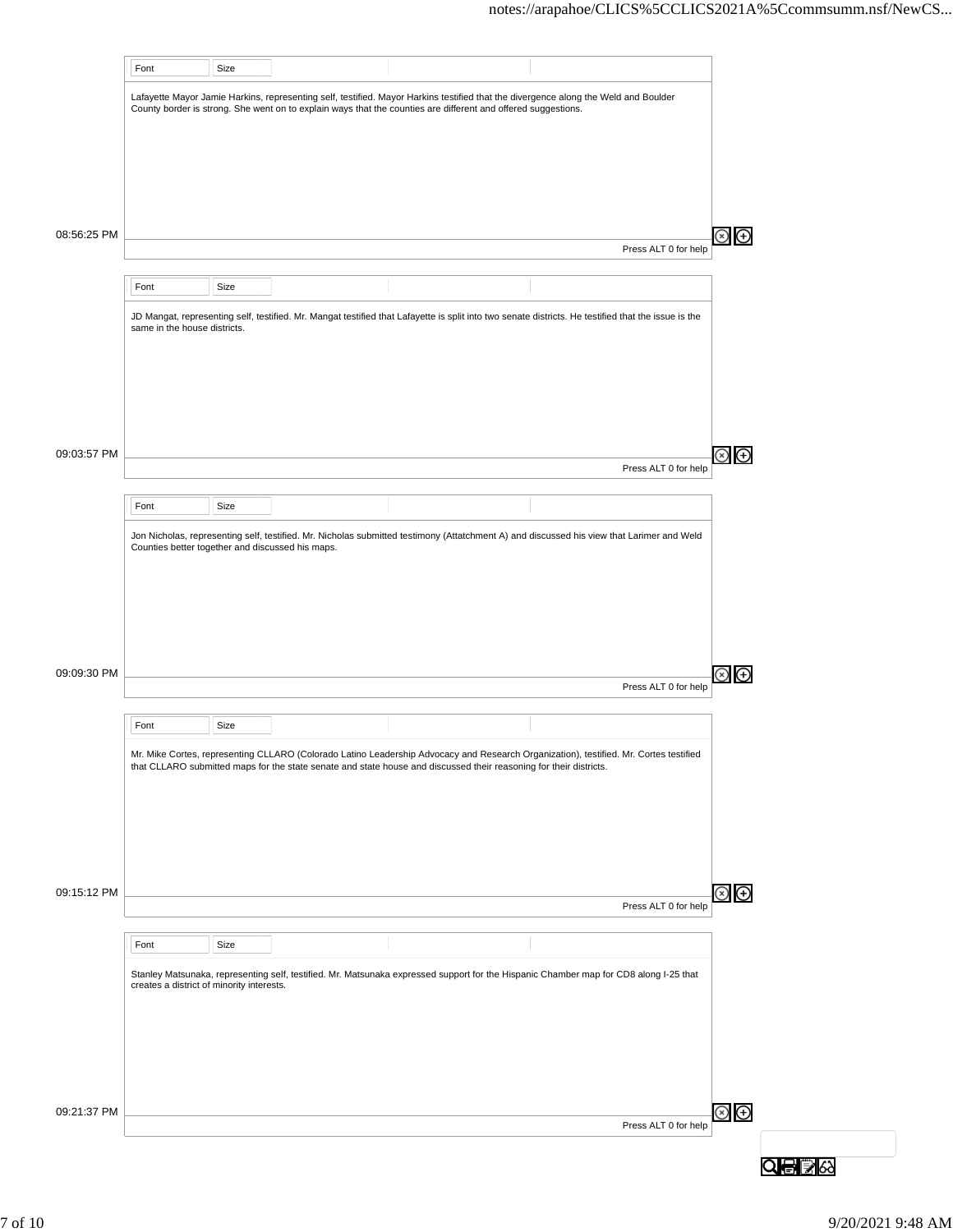08:56:25 PM

Lafayette Mayor Jamie Harkins, representing self, testified. Mayor Harkins testified that the divergence along the Weld and Boulder County border is strong. She went on to explain ways that the counties are different and offered suggestions.

09:03:57 PM

JD Mangat, representing self, testified. Mr. Mangat testified that Lafayette is split into two senate districts. He testified that the issue is the same in the house districts.

09:09:30 PM

Jon Nicholas, representing self, testified. Mr. Nicholas submitted testimony (Attatchment A) and discussed his view that Larimer and Weld Counties better together and discussed his maps.

09:15:12 PM

Mr. Mike Cortes, representing CLLARO (Colorado Latino Leadership Advocacy and Research Organization), testified. Mr. Cortes testified that CLLARO submitted maps for the state senate and state house and discussed their reasoning for their districts.

09:21:37 PM

Stanley Matsunaka, representing self, testified. Mr. Matsunaka expressed support for the Hispanic Chamber map for CD8 along I-25 that creates a district of minority interests.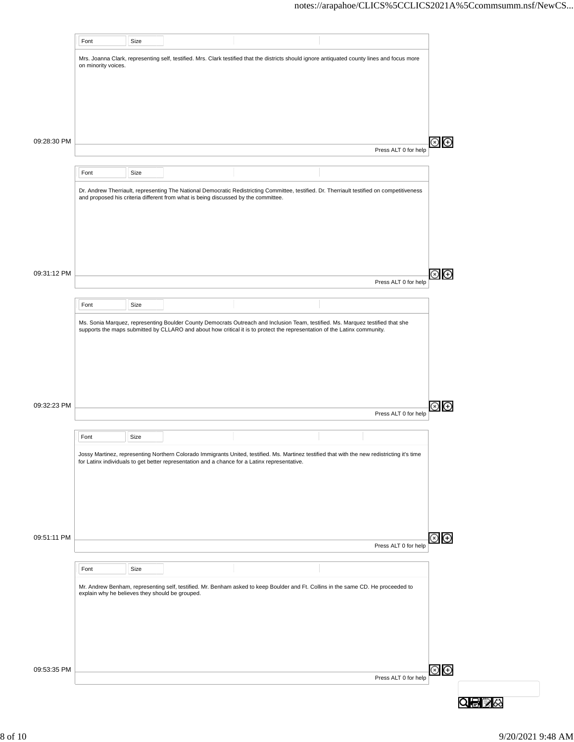Mrs. Joanna Clark, representing self, testified. Mrs. Clark testified that the districts should ignore antiquated county lines and focus more on minority voices.

09:28:30 PM

Dr. Andrew Therriault, representing The National Democratic Redistricting Committee, testified. Dr. Therriault testified on competitiveness and proposed his criteria different from what is being discussed by the committee.

09:31:12 PM

Ms. Sonia Marquez, representing Boulder County Democrats Outreach and Inclusion Team, testified. Ms. Marquez testified that she supports the maps submitted by CLLARO and about how critical it is to protect the representation of the Latinx community.

09:32:23 PM

Jossy Martinez, representing Northern Colorado Immigrants United, testified. Ms. Martinez testified that with the new redistricting it's time for Latinx individuals to get better representation and a chance for a Latinx representative.

09:51:11 PM

Mr. Andrew Benham, representing self, testified. Mr. Benham asked to keep Boulder and Ft. Collins in the same CD. He proceeded to explain why he believes they should be grouped.

09:53:35 PM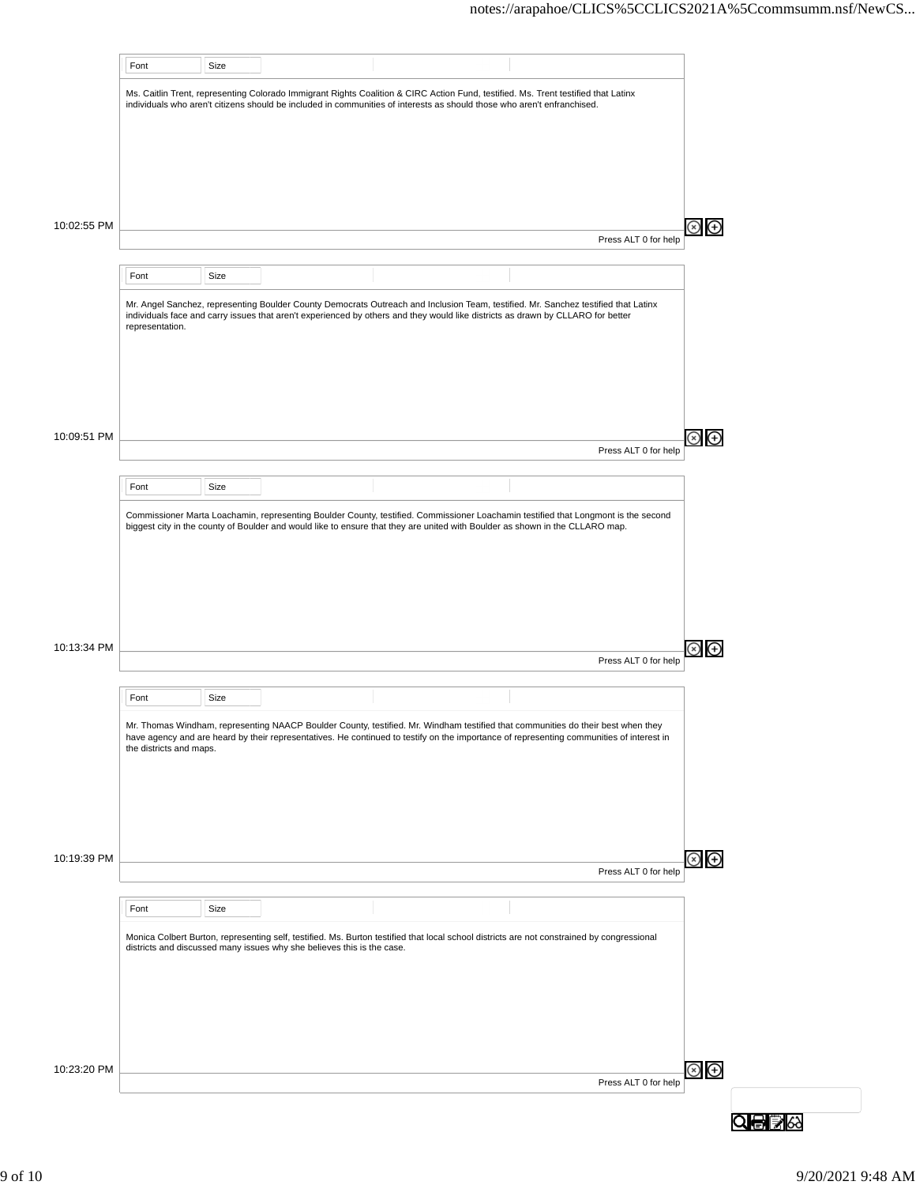Ms. Caitlin Trent, representing Colorado Immigrant Rights Coalition & CIRC Action Fund, testified. Ms. Trent testified that Latinx individuals who aren't citizens should be included in communities of interests as should those who aren't enfranchised.

10:02:55 PM

Mr. Angel Sanchez, representing Boulder County Democrats Outreach and Inclusion Team, testified. Mr. Sanchez testified that Latinx individuals face and carry issues that aren't experienced by others and they would like districts as drawn by CLLARO for better representation.

10:09:51 PM

Commissioner Marta Loachamin, representing Boulder County, testified. Commissioner Loachamin testified that Longmont is the second biggest city in the county of Boulder and would like to ensure that they are united with Boulder as shown in the CLLARO map.

10:13:34 PM

Mr. Thomas Windham, representing NAACP Boulder County, testified. Mr. Windham testified that communities do their best when they have agency and are heard by their representatives. He continued to testify on the importance of representing communities of interest in the districts and maps.

10:19:39 PM

Monica Colbert Burton, representing self, testified. Ms. Burton testified that local school districts are not constrained by congressional districts and discussed many issues why she believes this is the case.

10:23:20 PM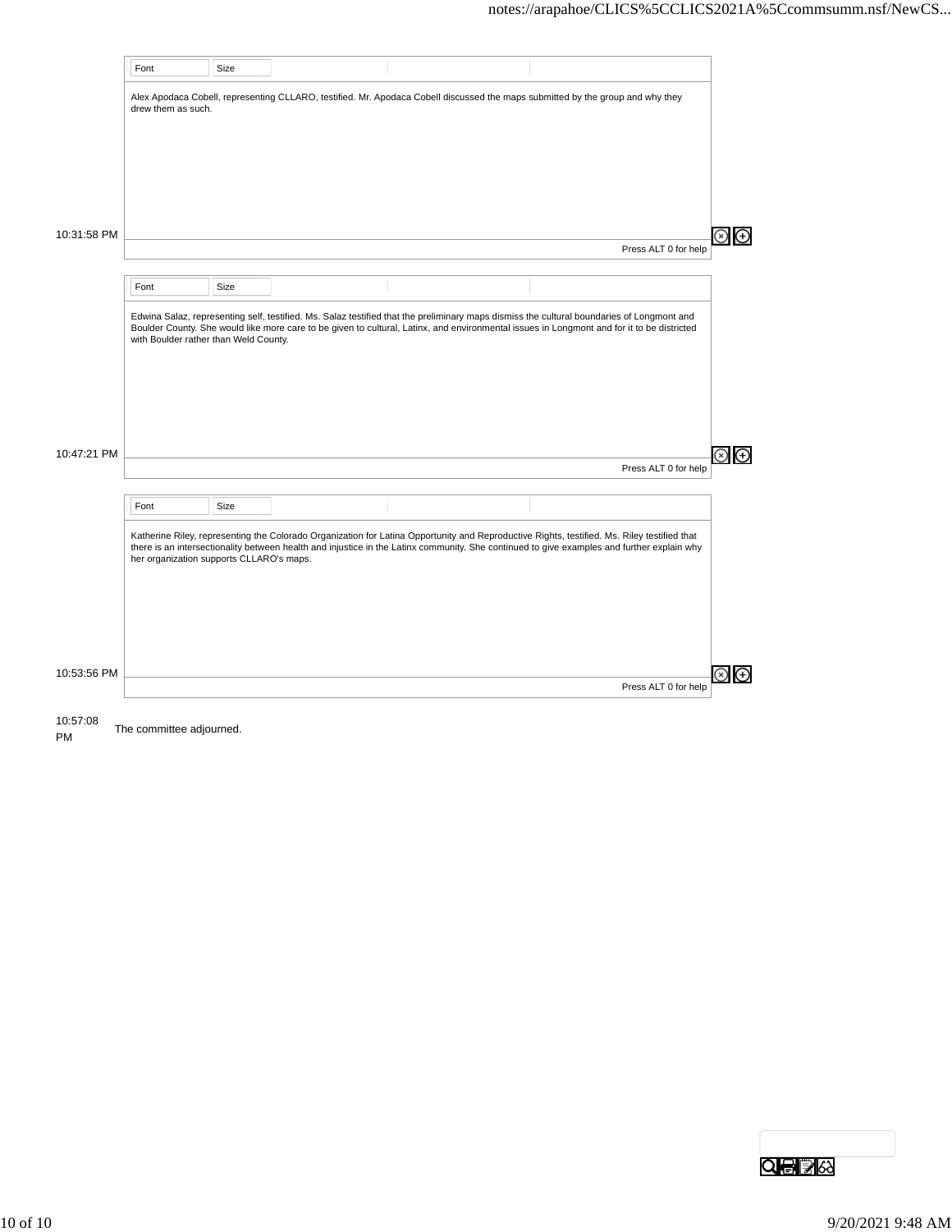Alex Apodaca Cobell, representing CLLARO, testified. Mr. Apodaca Cobell discussed the maps submitted by the group and why they drew them as such.

10:31:58 PM

Edwina Salaz, representing self, testified. Ms. Salaz testified that the preliminary maps dismiss the cultural boundaries of Longmont and Boulder County. She would like more care to be given to cultural, Latinx, and environmental issues in Longmont and for it to be districted with Boulder rather than Weld County.

10:47:21 PM

Katherine Riley, representing the Colorado Organization for Latina Opportunity and Reproductive Rights, testified. Ms. Riley testified that there is an intersectionality between health and injustice in the Latinx community. She continued to give examples and further explain why her organization supports CLLARO's maps.

10:53:56 PM

10:57:08 PM The committee adjourned.